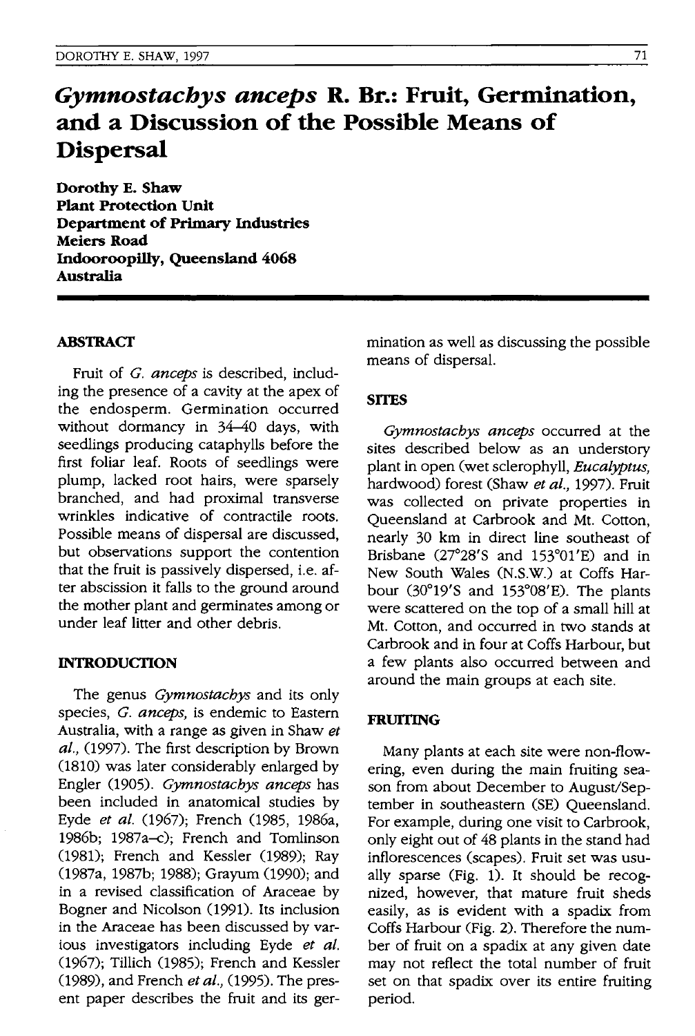# *Gymnostachys anceps* R. Br.: Fruit, Germination, and a Discussion of the Possible Means of Dispersal

**Dorothy E. Shaw**
**Plant Protection Unit**
**Department of Primary Industries**
**Meiers Road**
**Indooroopilly, Queensland 4068**
**Australia**

## ABSTRACT

Fruit of *G. anceps* is described, including the presence of a cavity at the apex of the endosperm. Germination occurred without dormancy in 34–40 days, with seedlings producing cataphylls before the first foliar leaf. Roots of seedlings were plump, lacked root hairs, were sparsely branched, and had proximal transverse wrinkles indicative of contractile roots. Possible means of dispersal are discussed, but observations support the contention that the fruit is passively dispersed, i.e. after abscission it falls to the ground around the mother plant and germinates among or under leaf litter and other debris.

## INTRODUCTION

The genus *Gymnostachys* and its only species, *G. anceps*, is endemic to Eastern Australia, with a range as given in Shaw *et al.*, (1997). The first description by Brown (1810) was later considerably enlarged by Engler (1905). *Gymnostachys anceps* has been included in anatomical studies by Eyde *et al.* (1967); French (1985, 1986a, 1986b; 1987a–c); French and Tomlinson (1981); French and Kessler (1989); Ray (1987a, 1987b; 1988); Grayum (1990); and in a revised classification of Araceae by Bogner and Nicolson (1991). Its inclusion in the Araceae has been discussed by various investigators including Eyde *et al.* (1967); Tillich (1985); French and Kessler (1989), and French *et al.*, (1995). The present paper describes the fruit and its germination as well as discussing the possible means of dispersal.

## SITES

*Gymnostachys anceps* occurred at the sites described below as an understory plant in open (wet sclerophyll, *Eucalyptus*, hardwood) forest (Shaw *et al.*, 1997). Fruit was collected on private properties in Queensland at Carbrook and Mt. Cotton, nearly 30 km in direct line southeast of Brisbane (27°28'S and 153°01'E) and in New South Wales (N.S.W.) at Coffs Harbour (30°19'S and 153°08'E). The plants were scattered on the top of a small hill at Mt. Cotton, and occurred in two stands at Carbrook and in four at Coffs Harbour, but a few plants also occurred between and around the main groups at each site.

## FRUITING

Many plants at each site were non-flowering, even during the main fruiting season from about December to August/September in southeastern (SE) Queensland. For example, during one visit to Carbrook, only eight out of 48 plants in the stand had inflorescences (scapes). Fruit set was usually sparse (Fig. 1). It should be recognized, however, that mature fruit sheds easily, as is evident with a spadix from Coffs Harbour (Fig. 2). Therefore the number of fruit on a spadix at any given date may not reflect the total number of fruit set on that spadix over its entire fruiting period.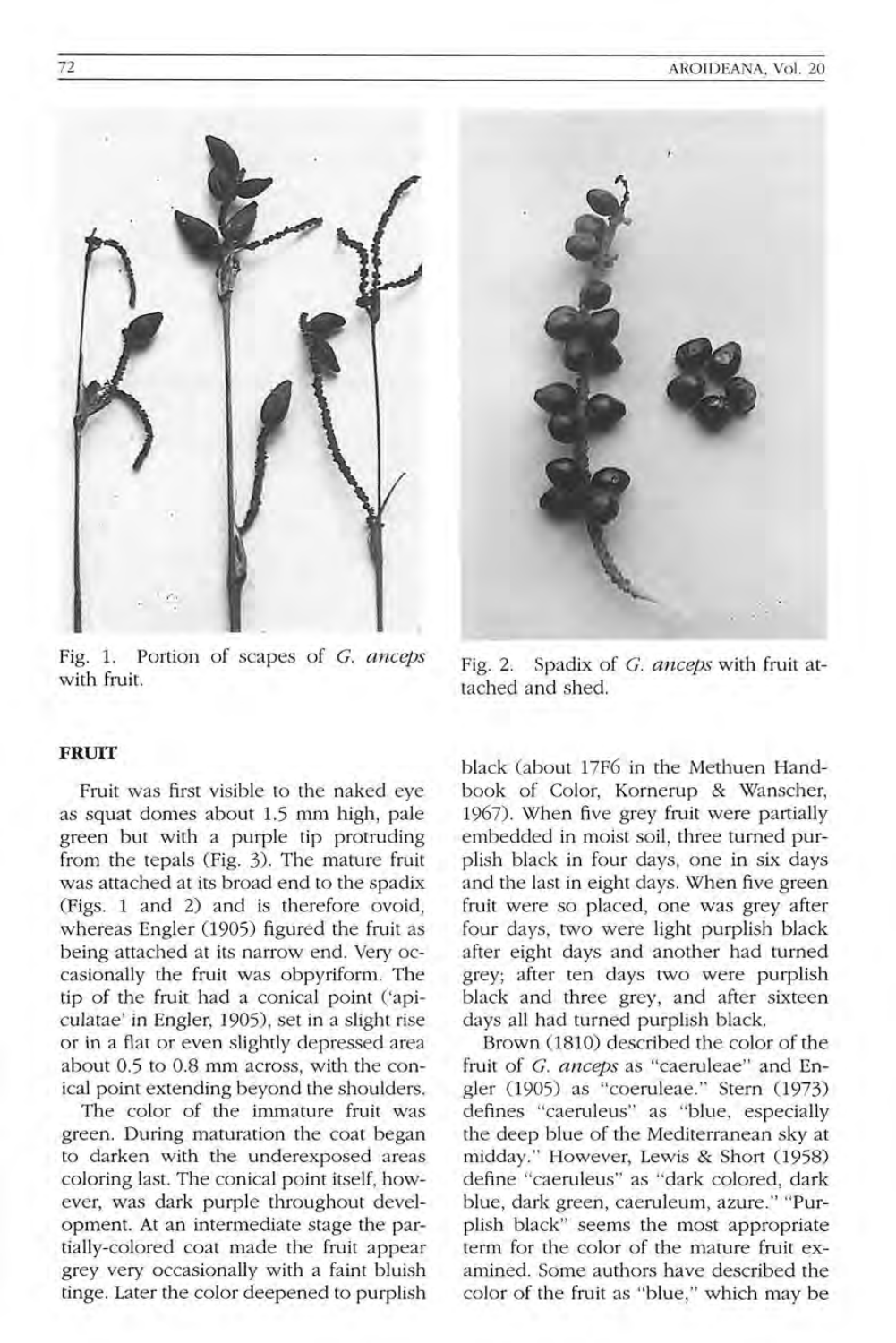Fig. 1. Portion of scapes of *G. anceps* with fruit.

Fig. 2. Spadix of *G. anceps* with fruit attached and shed.

## FRUIT

Fruit was first visible to the naked eye as squat domes about 1.5 mm high, pale green but with a purple tip protruding from the tepals (Fig. 3). The mature fruit was attached at its broad end to the spadix (Figs. 1 and 2) and is therefore ovoid, whereas Engler (1905) figured the fruit as being attached at its narrow end. Very occasionally the fruit was obpyriform. The tip of the fruit had a conical point ('apiculatae' in Engler, 1905), set in a slight rise or in a flat or even slightly depressed area about 0.5 to 0.8 mm across, with the conical point extending beyond the shoulders.

The color of the immature fruit was green. During maturation the coat began to darken with the underexposed areas coloring last. The conical point itself, however, was dark purple throughout development. At an intermediate stage the partially-colored coat made the fruit appear grey very occasionally with a faint bluish tinge. Later the color deepened to purplish black (about 17F6 in the Methuen Handbook of Color, Kornerup & Wanscher, 1967). When five grey fruit were partially embedded in moist soil, three turned purplish black in four days, one in six days and the last in eight days. When five green fruit were so placed, one was grey after four days, two were light purplish black after eight days and another had turned grey; after ten days two were purplish black and three grey, and after sixteen days all had turned purplish black.

Brown (1810) described the color of the fruit of *G. anceps* as "caeruleae" and Engler (1905) as "coeruleae." Stern (1973) defines "caeruleus" as "blue, especially the deep blue of the Mediterranean sky at midday." However, Lewis & Short (1958) define "caeruleus" as "dark colored, dark blue, dark green, caeruleum, azure." "Purplish black" seems the most appropriate term for the color of the mature fruit examined. Some authors have described the color of the fruit as "blue," which may be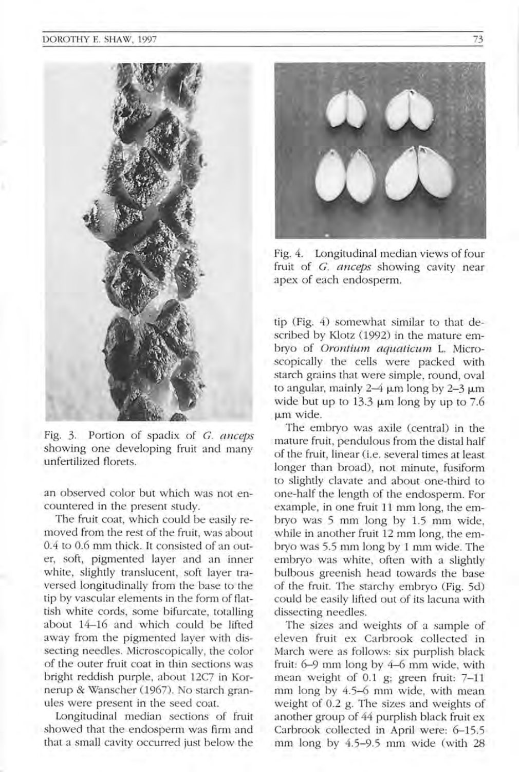Fig. 3. Portion of spadix of *G. anceps* showing one developing fruit and many unfertilized florets.

an observed color but which was not encountered in the present study.

The fruit coat, which could be easily removed from the rest of the fruit, was about 0.4 to 0.6 mm thick. It consisted of an outer, soft, pigmented layer and an inner white, slightly translucent, soft layer traversed longitudinally from the base to the tip by vascular elements in the form of flattish white cords, some bifurcate, totalling about 14–16 and which could be lifted away from the pigmented layer with dissecting needles. Microscopically, the color of the outer fruit coat in thin sections was bright reddish purple, about 12C7 in Kornerup & Wanscher (1967). No starch granules were present in the seed coat.

Longitudinal median sections of fruit showed that the endosperm was firm and that a small cavity occurred just below the tip (Fig. 4) somewhat similar to that described by Klotz (1992) in the mature embryo of *Orontium aquaticum* L. Microscopically the cells were packed with starch grains that were simple, round, oval to angular, mainly 2–4 μm long by 2–3 μm wide but up to 13.3 μm long by up to 7.6 μm wide.

Fig. 4. Longitudinal median views of four fruit of *G. anceps* showing cavity near apex of each endosperm.

The embryo was axile (central) in the mature fruit, pendulous from the distal half of the fruit, linear (i.e. several times at least longer than broad), not minute, fusiform to slightly clavate and about one-third to one-half the length of the endosperm. For example, in one fruit 11 mm long, the embryo was 5 mm long by 1.5 mm wide, while in another fruit 12 mm long, the embryo was 5.5 mm long by 1 mm wide. The embryo was white, often with a slightly bulbous greenish head towards the base of the fruit. The starchy embryo (Fig. 5d) could be easily lifted out of its lacuna with dissecting needles.

The sizes and weights of a sample of eleven fruit ex Carbrook collected in March were as follows: six purplish black fruit: 6–9 mm long by 4–6 mm wide, with mean weight of 0.1 g; green fruit: 7–11 mm long by 4.5–6 mm wide, with mean weight of 0.2 g. The sizes and weights of another group of 44 purplish black fruit ex Carbrook collected in April were: 6–15.5 mm long by 4.5–9.5 mm wide (with 28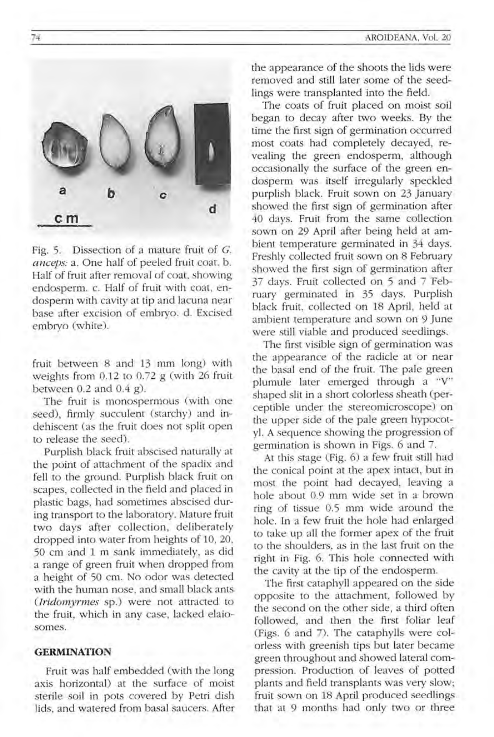Fig. 5. Dissection of a mature fruit of *G. anceps*: a. One half of peeled fruit coat. b. Half of fruit after removal of coat, showing endosperm. c. Half of fruit with coat, endosperm with cavity at tip and lacuna near base after excision of embryo. d. Excised embryo (white).

fruit between 8 and 13 mm long) with weights from 0.12 to 0.72 g (with 26 fruit between 0.2 and 0.4 g).

The fruit is monospermous (with one seed), firmly succulent (starchy) and indehiscent (as the fruit does not split open to release the seed).

Purplish black fruit abscised naturally at the point of attachment of the spadix and fell to the ground. Purplish black fruit on scapes, collected in the field and placed in plastic bags, had sometimes abscised during transport to the laboratory. Mature fruit two days after collection, deliberately dropped into water from heights of 10, 20, 50 cm and 1 m sank immediately, as did a range of green fruit when dropped from a height of 50 cm. No odor was detected with the human nose, and small black ants (*Iridomyrmes* sp.) were not attracted to the fruit, which in any case, lacked elaiosomes.

## GERMINATION

Fruit was half embedded (with the long axis horizontal) at the surface of moist sterile soil in pots covered by Petri dish lids, and watered from basal saucers. After the appearance of the shoots the lids were removed and still later some of the seedlings were transplanted into the field.

The coats of fruit placed on moist soil began to decay after two weeks. By the time the first sign of germination occurred most coats had completely decayed, revealing the green endosperm, although occasionally the surface of the green endosperm was itself irregularly speckled purplish black. Fruit sown on 23 January showed the first sign of germination after 40 days. Fruit from the same collection sown on 29 April after being held at ambient temperature germinated in 34 days. Freshly collected fruit sown on 8 February showed the first sign of germination after 37 days. Fruit collected on 5 and 7 February germinated in 35 days. Purplish black fruit, collected on 18 April, held at ambient temperature and sown on 9 June were still viable and produced seedlings.

The first visible sign of germination was the appearance of the radicle at or near the basal end of the fruit. The pale green plumule later emerged through a "V" shaped slit in a short colorless sheath (perceptible under the stereomicroscope) on the upper side of the pale green hypocotyl. A sequence showing the progression of germination is shown in Figs. 6 and 7.

At this stage (Fig. 6) a few fruit still had the conical point at the apex intact, but in most the point had decayed, leaving a hole about 0.9 mm wide set in a brown ring of tissue 0.5 mm wide around the hole. In a few fruit the hole had enlarged to take up all the former apex of the fruit to the shoulders, as in the last fruit on the right in Fig. 6. This hole connected with the cavity at the tip of the endosperm.

The first cataphyll appeared on the side opposite to the attachment, followed by the second on the other side, a third often followed, and then the first foliar leaf (Figs. 6 and 7). The cataphylls were colorless with greenish tips but later became green throughout and showed lateral compression. Production of leaves of potted plants and field transplants was very slow; fruit sown on 18 April produced seedlings that at 9 months had only two or three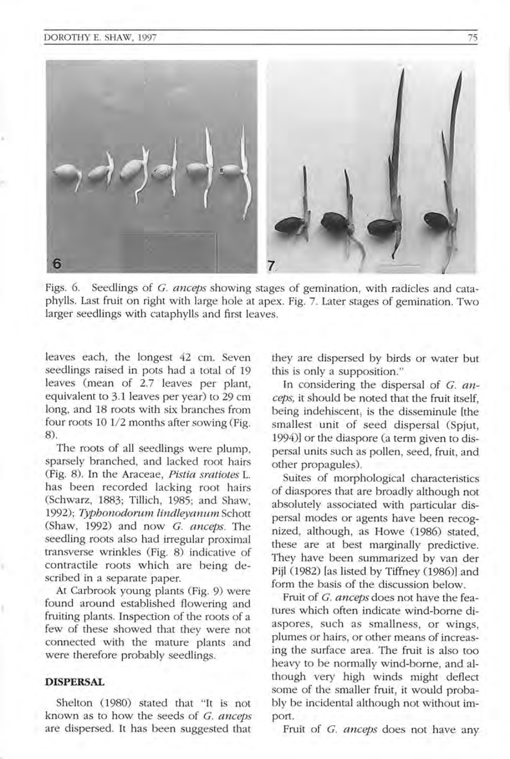Figs. 6. Seedlings of *G. anceps* showing stages of gemination, with radicles and cataphylls. Last fruit on right with large hole at apex. Fig. 7. Later stages of gemination. Two larger seedlings with cataphylls and first leaves.

leaves each, the longest 42 cm. Seven seedlings raised in pots had a total of 19 leaves (mean of 2.7 leaves per plant, equivalent to 3.1 leaves per year) to 29 cm long, and 18 roots with six branches from four roots 10 1/2 months after sowing (Fig. 8).

The roots of all seedlings were plump, sparsely branched, and lacked root hairs (Fig. 8). In the Araceae, *Pistia sratiotes* L. has been recorded lacking root hairs (Schwarz, 1883; Tillich, 1985; and Shaw, 1992); *Typhonodorum lindleyanum* Schott (Shaw, 1992) and now *G. anceps*. The seedling roots also had irregular proximal transverse wrinkles (Fig. 8) indicative of contractile roots which are being described in a separate paper.

At Carbrook young plants (Fig. 9) were found around established flowering and fruiting plants. Inspection of the roots of a few of these showed that they were not connected with the mature plants and were therefore probably seedlings.

## DISPERSAL

Shelton (1980) stated that "It is not known as to how the seeds of *G. anceps* are dispersed. It has been suggested that they are dispersed by birds or water but this is only a supposition."

In considering the dispersal of *G. anceps*, it should be noted that the fruit itself, being indehiscent, is the disseminule [the smallest unit of seed dispersal (Spjut, 1994)] or the diaspore (a term given to dispersal units such as pollen, seed, fruit, and other propagules).

Suites of morphological characteristics of diaspores that are broadly although not absolutely associated with particular dispersal modes or agents have been recognized, although, as Howe (1986) stated, these are at best marginally predictive. They have been summarized by van der Pijl (1982) [as listed by Tiffney (1986)] and form the basis of the discussion below.

Fruit of *G. anceps* does not have the features which often indicate wind-borne diaspores, such as smallness, or wings, plumes or hairs, or other means of increasing the surface area. The fruit is also too heavy to be normally wind-borne, and although very high winds might deflect some of the smaller fruit, it would probably be incidental although not without import.

Fruit of *G. anceps* does not have any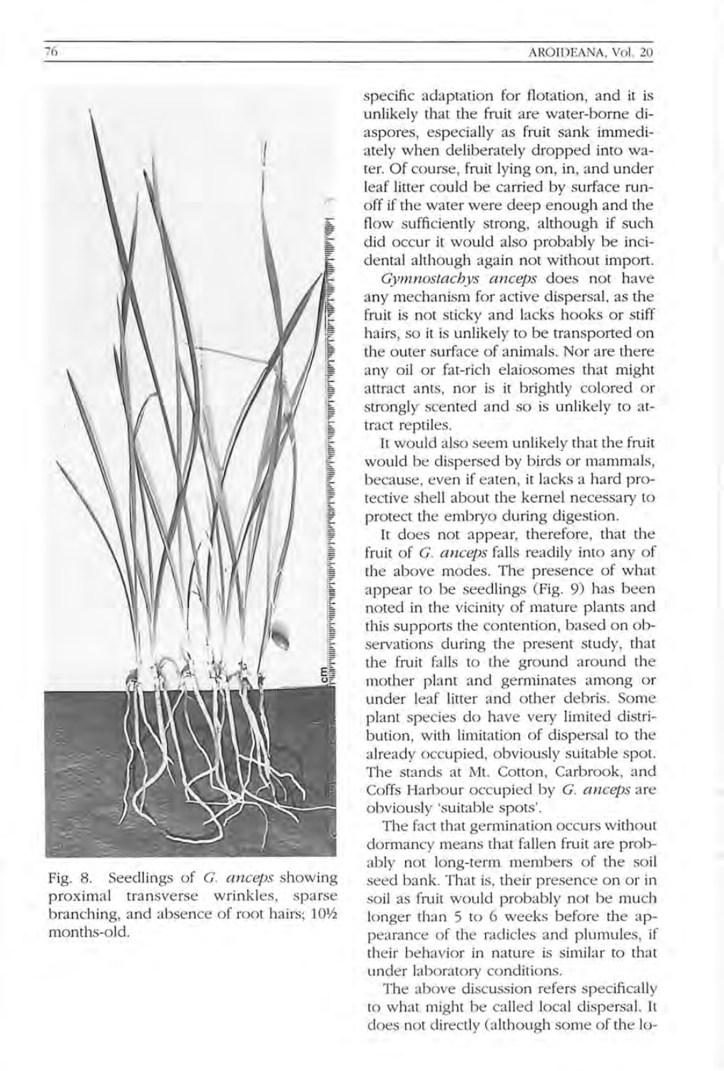Fig. 8. Seedlings of *G. anceps* showing proximal transverse wrinkles, sparse branching, and absence of root hairs; 10½ months-old.

specific adaptation for flotation, and it is unlikely that the fruit are water-borne diaspores, especially as fruit sank immediately when deliberately dropped into water. Of course, fruit lying on, in, and under leaf litter could be carried by surface runoff if the water were deep enough and the flow sufficiently strong, although if such did occur it would also probably be incidental although again not without import.

*Gymnostachys anceps* does not have any mechanism for active dispersal, as the fruit is not sticky and lacks hooks or stiff hairs, so it is unlikely to be transported on the outer surface of animals. Nor are there any oil or fat-rich elaiosomes that might attract ants, nor is it brightly colored or strongly scented and so is unlikely to attract reptiles.

It would also seem unlikely that the fruit would be dispersed by birds or mammals, because, even if eaten, it lacks a hard protective shell about the kernel necessary to protect the embryo during digestion.

It does not appear, therefore, that the fruit of *G. anceps* falls readily into any of the above modes. The presence of what appear to be seedlings (Fig. 9) has been noted in the vicinity of mature plants and this supports the contention, based on observations during the present study, that the fruit falls to the ground around the mother plant and germinates among or under leaf litter and other debris. Some plant species do have very limited distribution, with limitation of dispersal to the already occupied, obviously suitable spot. The stands at Mt. Cotton, Carbrook, and Coffs Harbour occupied by *G. anceps* are obviously 'suitable spots'.

The fact that germination occurs without dormancy means that fallen fruit are probably not long-term members of the soil seed bank. That is, their presence on or in soil as fruit would probably not be much longer than 5 to 6 weeks before the appearance of the radicles and plumules, if their behavior in nature is similar to that under laboratory conditions.

The above discussion refers specifically to what might be called local dispersal. It does not directly (although some of the lo-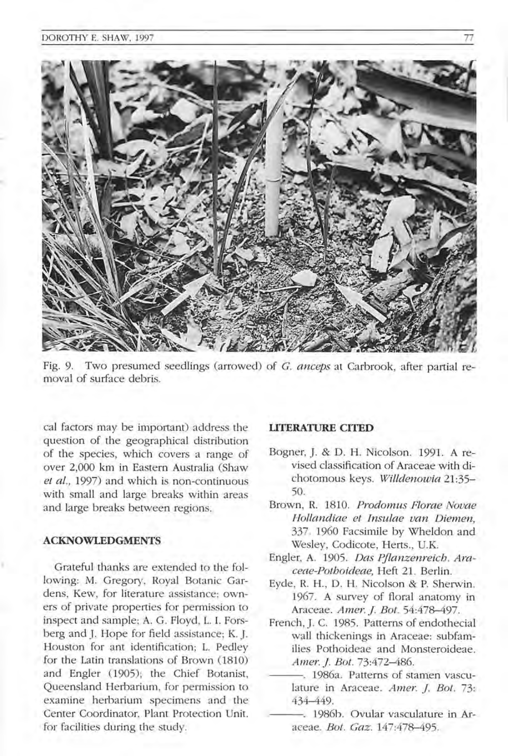Fig. 9. Two presumed seedlings (arrowed) of *G. anceps* at Carbrook, after partial removal of surface debris.

cal factors may be important) address the question of the geographical distribution of the species, which covers a range of over 2,000 km in Eastern Australia (Shaw *et al.*, 1997) and which is non-continuous with small and large breaks within areas and large breaks between regions.

## ACKNOWLEDGMENTS

Grateful thanks are extended to the following: M. Gregory, Royal Botanic Gardens, Kew, for literature assistance; owners of private properties for permission to inspect and sample; A. G. Floyd, L. I. Forsberg and J. Hope for field assistance; K. J. Houston for ant identification; L. Pedley for the Latin translations of Brown (1810) and Engler (1905); the Chief Botanist, Queensland Herbarium, for permission to examine herbarium specimens and the Center Coordinator, Plant Protection Unit, for facilities during the study.

## LITERATURE CITED

Bogner, J. & D. H. Nicolson. 1991. A revised classification of Araceae with dichotomous keys. *Willdenowia* 21:35–50.

Brown, R. 1810. *Prodomus Florae Novae Hollandiae et Insulae van Diemen,* 337. 1960 Facsimile by Wheldon and Wesley, Codicote, Herts., U.K.

Engler, A. 1905. *Das Pflanzenreich. Araceae-Pothoideae,* Heft 21. Berlin.

Eyde, R. H., D. H. Nicolson & P. Sherwin. 1967. A survey of floral anatomy in Araceae. *Amer. J. Bot.* 54:478–497.

French, J. C. 1985. Patterns of endothecial wall thickenings in Araceae: subfamilies Pothoideae and Monsteroideae. *Amer. J. Bot.* 73:472–486.

———. 1986a. Patterns of stamen vasculature in Araceae. *Amer. J. Bot.* 73: 434–449.

———. 1986b. Ovular vasculature in Araceae. *Bot. Gaz.* 147:478–495.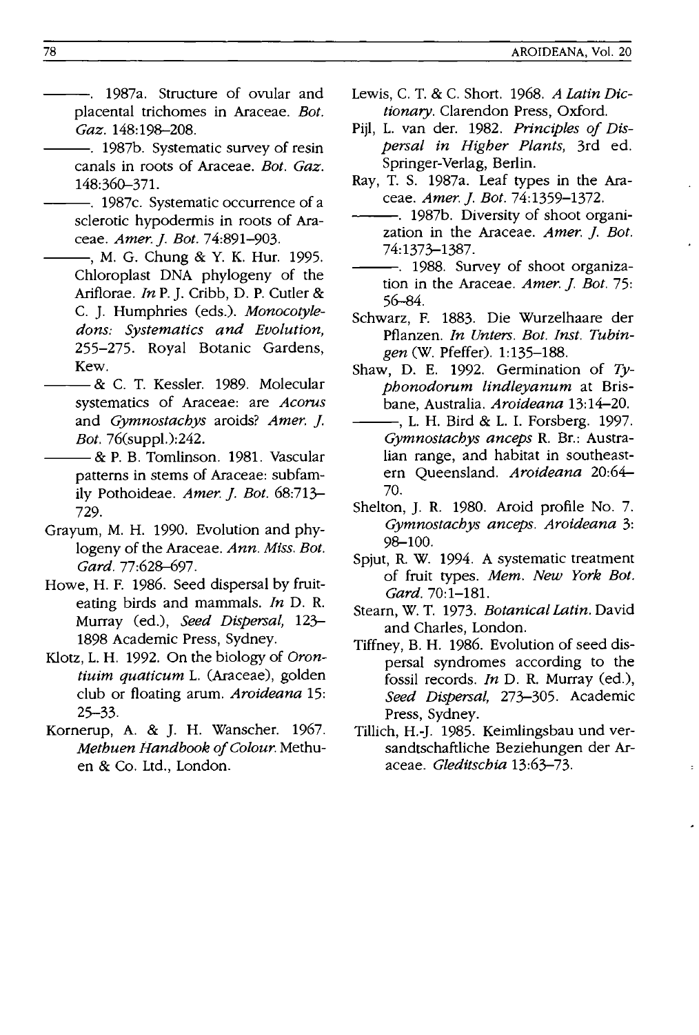———. 1987a. Structure of ovular and placental trichomes in Araceae. *Bot. Gaz.* 148:198–208.

———. 1987b. Systematic survey of resin canals in roots of Araceae. *Bot. Gaz.* 148:360–371.

———. 1987c. Systematic occurrence of a sclerotic hypodermis in roots of Araceae. *Amer. J. Bot.* 74:891–903.

———, M. G. Chung & Y. K. Hur. 1995. Chloroplast DNA phylogeny of the Ariflorae. *In* P. J. Cribb, D. P. Cutler & C. J. Humphries (eds.). *Monocotyledons: Systematics and Evolution,* 255–275. Royal Botanic Gardens, Kew.

——— & C. T. Kessler. 1989. Molecular systematics of Araceae: are *Acorus* and *Gymnostachys* aroids? *Amer. J. Bot.* 76(suppl.):242.

——— & P. B. Tomlinson. 1981. Vascular patterns in stems of Araceae: subfamily Pothoideae. *Amer. J. Bot.* 68:713–729.

Grayum, M. H. 1990. Evolution and phylogeny of the Araceae. *Ann. Miss. Bot. Gard.* 77:628–697.

Howe, H. F. 1986. Seed dispersal by fruit-eating birds and mammals. *In* D. R. Murray (ed.), *Seed Dispersal,* 123–1898 Academic Press, Sydney.

Klotz, L. H. 1992. On the biology of *Orontiuim quaticum* L. (Araceae), golden club or floating arum. *Aroideana* 15: 25–33.

Kornerup, A. & J. H. Wanscher. 1967. *Methuen Handbook of Colour.* Methuen & Co. Ltd., London.

Lewis, C. T. & C. Short. 1968. *A Latin Dictionary.* Clarendon Press, Oxford.

Pijl, L. van der. 1982. *Principles of Dispersal in Higher Plants,* 3rd ed. Springer-Verlag, Berlin.

Ray, T. S. 1987a. Leaf types in the Araceae. *Amer. J. Bot.* 74:1359–1372.

———. 1987b. Diversity of shoot organization in the Araceae. *Amer. J. Bot.* 74:1373–1387.

———. 1988. Survey of shoot organization in the Araceae. *Amer. J. Bot.* 75: 56–84.

Schwarz, F. 1883. Die Wurzelhaare der Pflanzen. *In Unters. Bot. Inst. Tubingen* (W. Pfeffer). 1:135–188.

Shaw, D. E. 1992. Germination of *Typhonodorum lindleyanum* at Brisbane, Australia. *Aroideana* 13:14–20.

———, L. H. Bird & L. I. Forsberg. 1997. *Gymnostachys anceps* R. Br.: Australian range, and habitat in southeastern Queensland. *Aroideana* 20:64–70.

Shelton, J. R. 1980. Aroid profile No. 7. *Gymnostachys anceps. Aroideana* 3: 98–100.

Spjut, R. W. 1994. A systematic treatment of fruit types. *Mem. New York Bot. Gard.* 70:1–181.

Stearn, W. T. 1973. *Botanical Latin.* David and Charles, London.

Tiffney, B. H. 1986. Evolution of seed dispersal syndromes according to the fossil records. *In* D. R. Murray (ed.), *Seed Dispersal,* 273–305. Academic Press, Sydney.

Tillich, H.-J. 1985. Keimlingsbau und versandtschaftliche Beziehungen der Araceae. *Gleditschia* 13:63–73.